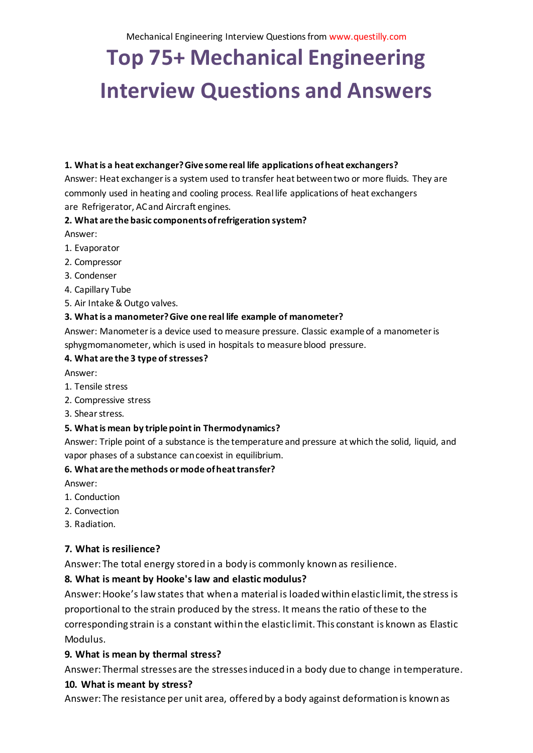# Top 75+ Mechanical Engineering Interview Questions and Answers

**1. What is a heat exchanger? Give some real life applications of heat exchangers?**

Answer: Heat exchanger is a system used to transfer heat between two or more fluids. They are commonly used in heating and cooling process. Real life applications of heat exchangers are Refrigerator, AC and Aircraft engines.

**2. What are the basic components of refrigeration system?**

Answer:

1. Evaporator
2. Compressor
3. Condenser
4. Capillary Tube
5. Air Intake & Outgo valves.

**3. What is a manometer? Give one real life example of manometer?**

Answer: Manometer is a device used to measure pressure. Classic example of a manometer is sphygmomanometer, which is used in hospitals to measure blood pressure.

**4. What are the 3 type of stresses?**

Answer:

1. Tensile stress
2. Compressive stress
3. Shear stress.

**5. What is mean by triple point in Thermodynamics?**

Answer: Triple point of a substance is the temperature and pressure at which the solid, liquid, and vapor phases of a substance can coexist in equilibrium.

**6. What are the methods or mode of heat transfer?**

Answer:

1. Conduction
2. Convection
3. Radiation.

**7. What is resilience?**

Answer: The total energy stored in a body is commonly known as resilience.

**8. What is meant by Hooke's law and elastic modulus?**

Answer: Hooke's law states that when a material is loaded within elastic limit, the stress is proportional to the strain produced by the stress. It means the ratio of these to the corresponding strain is a constant within the elastic limit. This constant is known as Elastic Modulus.

**9. What is mean by thermal stress?**

Answer: Thermal stresses are the stresses induced in a body due to change in temperature.

**10. What is meant by stress?**

Answer: The resistance per unit area, offered by a body against deformation is known as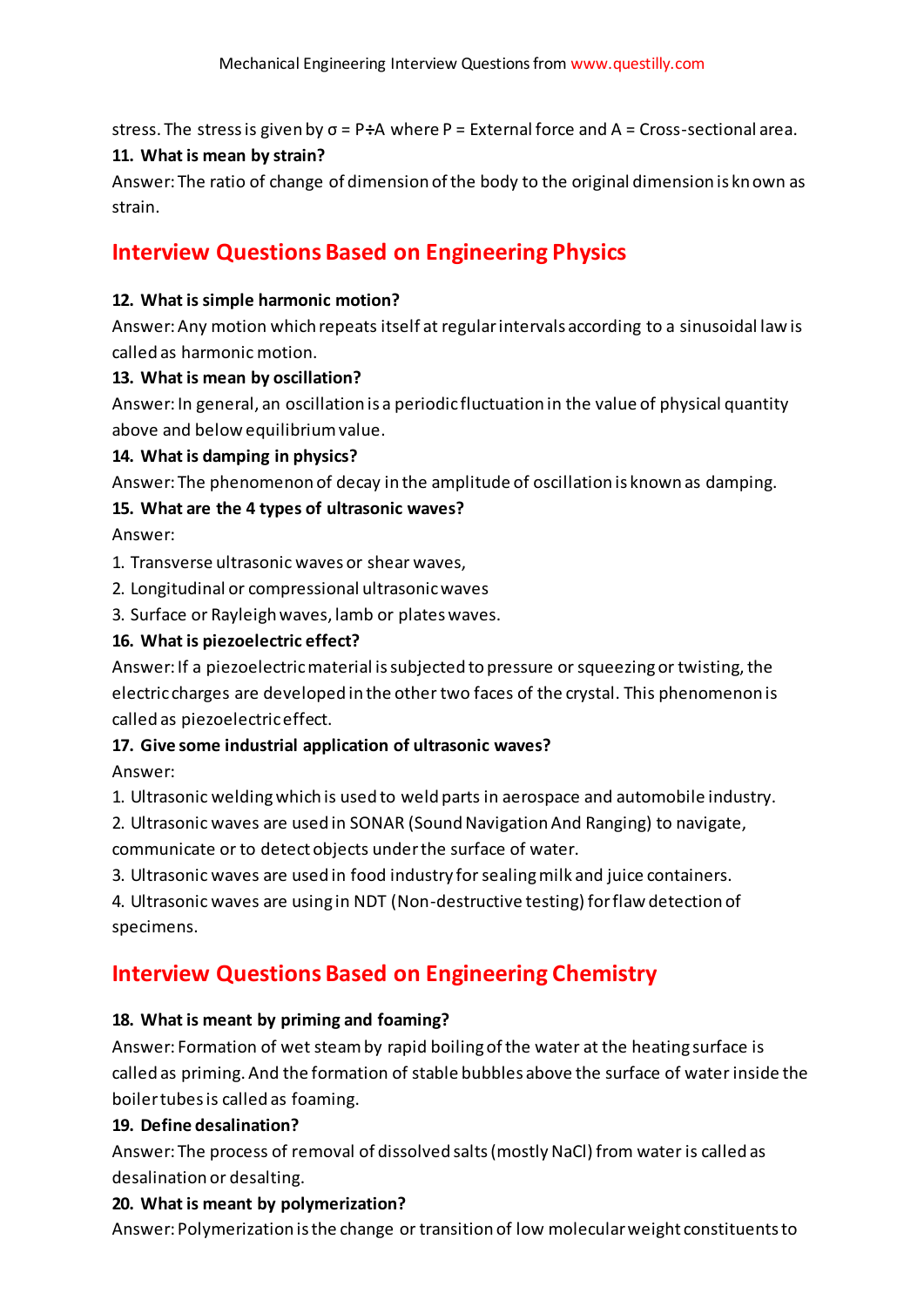stress. The stress is given by $\sigma = P \div A$ where P = External force and A = Cross-sectional area.

**11. What is mean by strain?**

Answer: The ratio of change of dimension of the body to the original dimension is known as strain.

## Interview Questions Based on Engineering Physics

**12. What is simple harmonic motion?**

Answer: Any motion which repeats itself at regular intervals according to a sinusoidal law is called as harmonic motion.

**13. What is mean by oscillation?**

Answer: In general, an oscillation is a periodic fluctuation in the value of physical quantity above and below equilibrium value.

**14. What is damping in physics?**

Answer: The phenomenon of decay in the amplitude of oscillation is known as damping.

**15. What are the 4 types of ultrasonic waves?**

Answer:

1. Transverse ultrasonic waves or shear waves,
2. Longitudinal or compressional ultrasonic waves
3. Surface or Rayleigh waves, lamb or plates waves.

**16. What is piezoelectric effect?**

Answer: If a piezoelectric material is subjected to pressure or squeezing or twisting, the electric charges are developed in the other two faces of the crystal. This phenomenon is called as piezoelectric effect.

**17. Give some industrial application of ultrasonic waves?**

Answer:

1. Ultrasonic welding which is used to weld parts in aerospace and automobile industry.
2. Ultrasonic waves are used in SONAR (Sound Navigation And Ranging) to navigate, communicate or to detect objects under the surface of water.
3. Ultrasonic waves are used in food industry for sealing milk and juice containers.
4. Ultrasonic waves are using in NDT (Non-destructive testing) for flaw detection of specimens.

## Interview Questions Based on Engineering Chemistry

**18. What is meant by priming and foaming?**

Answer: Formation of wet steam by rapid boiling of the water at the heating surface is called as priming. And the formation of stable bubbles above the surface of water inside the boiler tubes is called as foaming.

**19. Define desalination?**

Answer: The process of removal of dissolved salts (mostly NaCl) from water is called as desalination or desalting.

**20. What is meant by polymerization?**

Answer: Polymerization is the change or transition of low molecular weight constituents to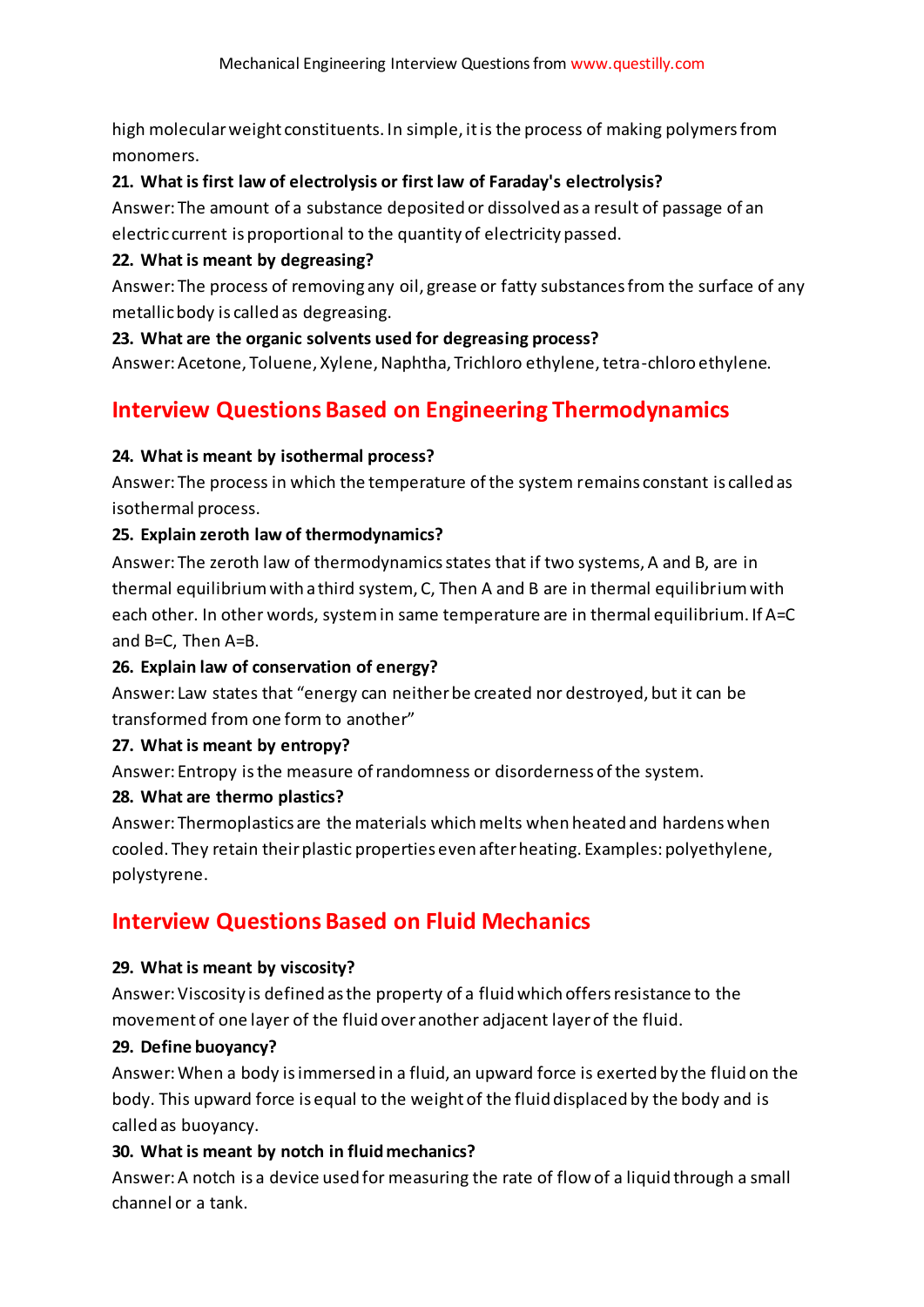high molecular weight constituents. In simple, it is the process of making polymers from monomers.

**21. What is first law of electrolysis or first law of Faraday's electrolysis?**

Answer: The amount of a substance deposited or dissolved as a result of passage of an electric current is proportional to the quantity of electricity passed.

**22. What is meant by degreasing?**

Answer: The process of removing any oil, grease or fatty substances from the surface of any metallic body is called as degreasing.

**23. What are the organic solvents used for degreasing process?**

Answer: Acetone, Toluene, Xylene, Naphtha, Trichloro ethylene, tetra-chloro ethylene.

## Interview Questions Based on Engineering Thermodynamics

**24. What is meant by isothermal process?**

Answer: The process in which the temperature of the system remains constant is called as isothermal process.

**25. Explain zeroth law of thermodynamics?**

Answer: The zeroth law of thermodynamics states that if two systems, A and B, are in thermal equilibrium with a third system, C, Then A and B are in thermal equilibrium with each other. In other words, system in same temperature are in thermal equilibrium. If A=C and B=C, Then A=B.

**26. Explain law of conservation of energy?**

Answer: Law states that "energy can neither be created nor destroyed, but it can be transformed from one form to another"

**27. What is meant by entropy?**

Answer: Entropy is the measure of randomness or disorderness of the system.

**28. What are thermo plastics?**

Answer: Thermoplastics are the materials which melts when heated and hardens when cooled. They retain their plastic properties even after heating. Examples: polyethylene, polystyrene.

## Interview Questions Based on Fluid Mechanics

**29. What is meant by viscosity?**

Answer: Viscosity is defined as the property of a fluid which offers resistance to the movement of one layer of the fluid over another adjacent layer of the fluid.

**29. Define buoyancy?**

Answer: When a body is immersed in a fluid, an upward force is exerted by the fluid on the body. This upward force is equal to the weight of the fluid displaced by the body and is called as buoyancy.

**30. What is meant by notch in fluid mechanics?**

Answer: A notch is a device used for measuring the rate of flow of a liquid through a small channel or a tank.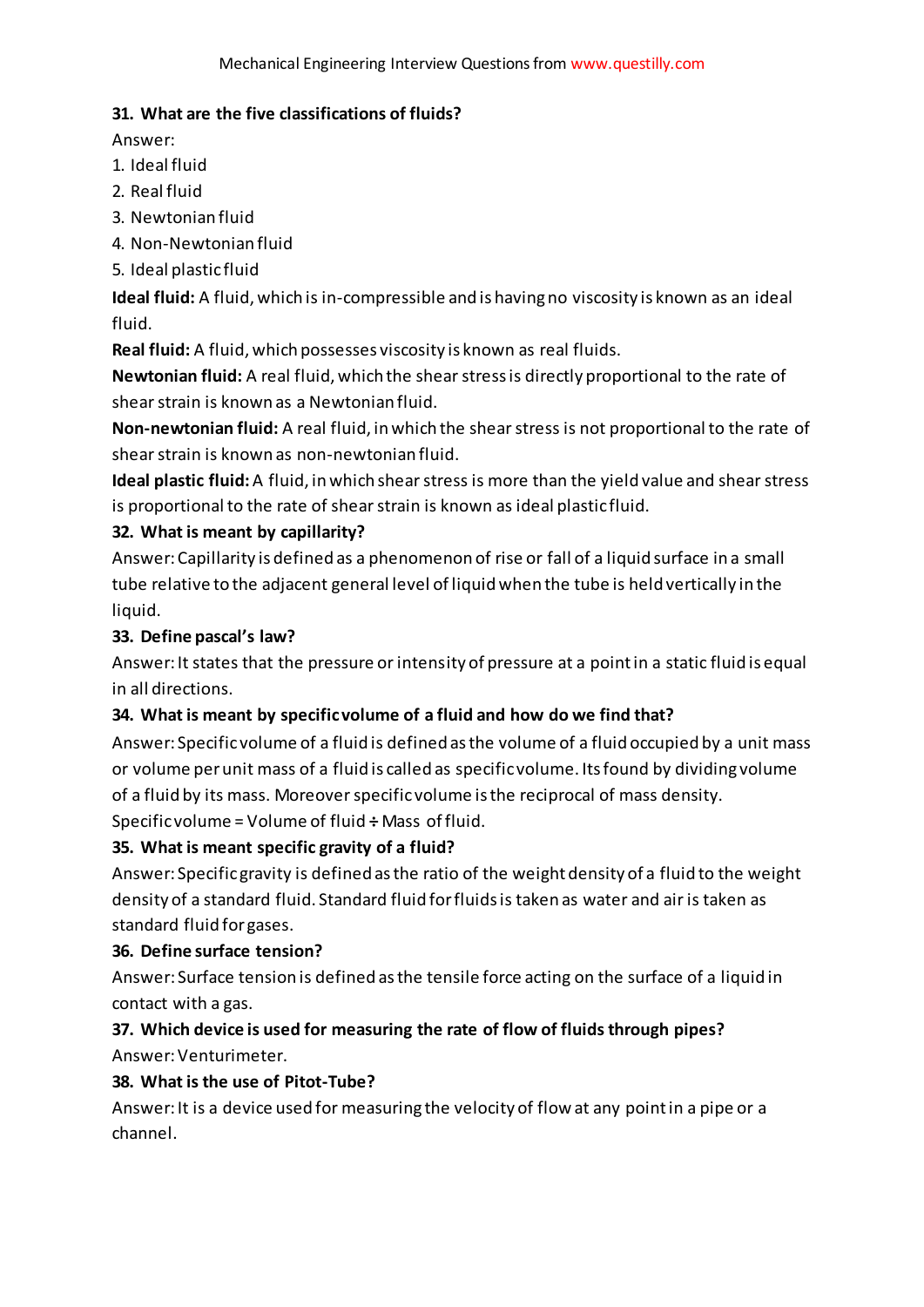**31. What are the five classifications of fluids?**

Answer:

1. Ideal fluid
2. Real fluid
3. Newtonian fluid
4. Non-Newtonian fluid
5. Ideal plastic fluid

**Ideal fluid:** A fluid, which is in-compressible and is having no viscosity is known as an ideal fluid.

**Real fluid:** A fluid, which possesses viscosity is known as real fluids.

**Newtonian fluid:** A real fluid, which the shear stress is directly proportional to the rate of shear strain is known as a Newtonian fluid.

**Non-newtonian fluid:** A real fluid, in which the shear stress is not proportional to the rate of shear strain is known as non-newtonian fluid.

**Ideal plastic fluid:** A fluid, in which shear stress is more than the yield value and shear stress is proportional to the rate of shear strain is known as ideal plastic fluid.

**32. What is meant by capillarity?**

Answer: Capillarity is defined as a phenomenon of rise or fall of a liquid surface in a small tube relative to the adjacent general level of liquid when the tube is held vertically in the liquid.

**33. Define pascal's law?**

Answer: It states that the pressure or intensity of pressure at a point in a static fluid is equal in all directions.

**34. What is meant by specific volume of a fluid and how do we find that?**

Answer: Specific volume of a fluid is defined as the volume of a fluid occupied by a unit mass or volume per unit mass of a fluid is called as specific volume. Its found by dividing volume of a fluid by its mass. Moreover specific volume is the reciprocal of mass density.

Specific volume = Volume of fluid ÷ Mass of fluid.

**35. What is meant specific gravity of a fluid?**

Answer: Specific gravity is defined as the ratio of the weight density of a fluid to the weight density of a standard fluid. Standard fluid for fluids is taken as water and air is taken as standard fluid for gases.

**36. Define surface tension?**

Answer: Surface tension is defined as the tensile force acting on the surface of a liquid in contact with a gas.

**37. Which device is used for measuring the rate of flow of fluids through pipes?**

Answer: Venturimeter.

**38. What is the use of Pitot-Tube?**

Answer: It is a device used for measuring the velocity of flow at any point in a pipe or a channel.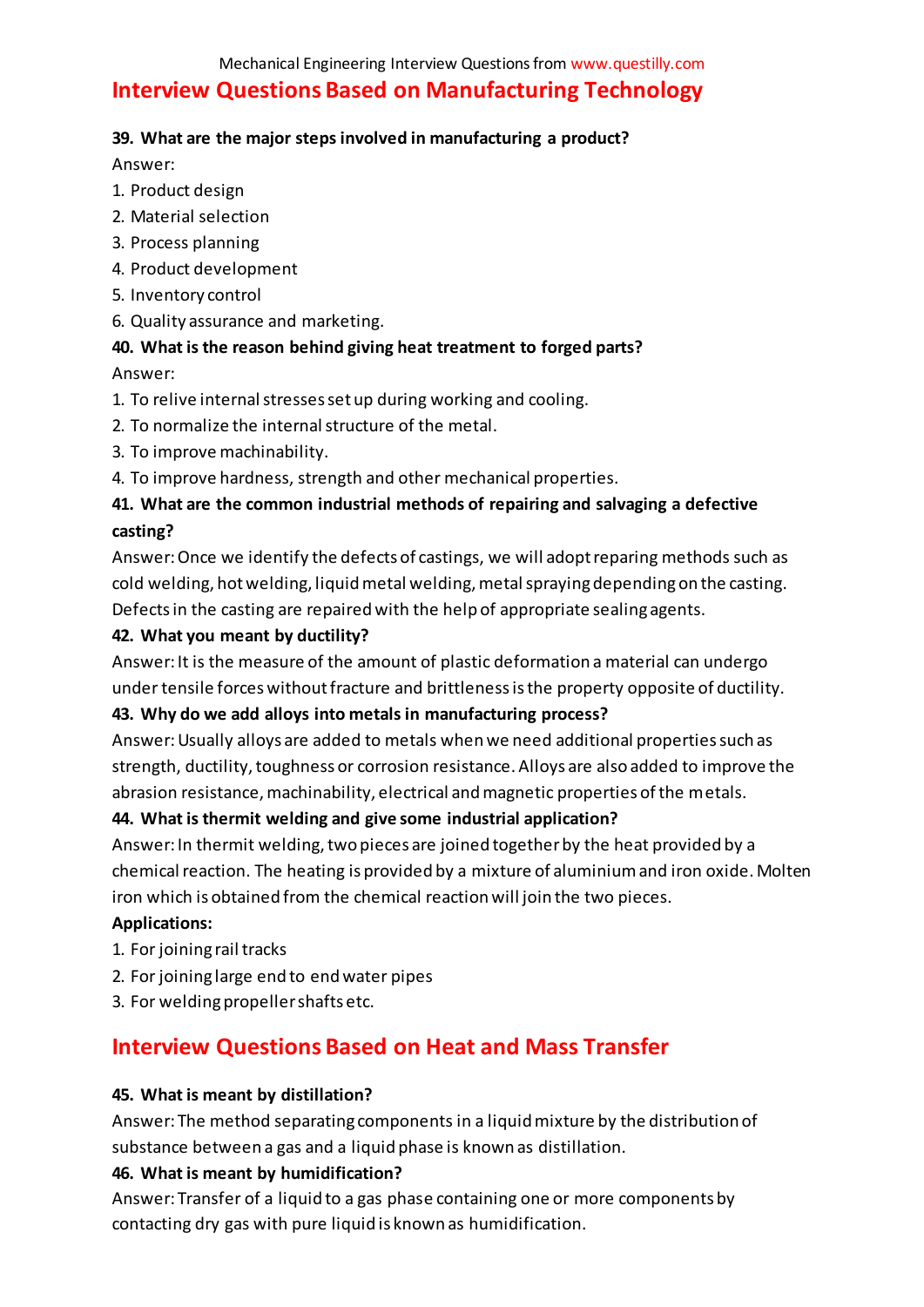## Interview Questions Based on Manufacturing Technology

**39. What are the major steps involved in manufacturing a product?**

Answer:

1. Product design
2. Material selection
3. Process planning
4. Product development
5. Inventory control
6. Quality assurance and marketing.

**40. What is the reason behind giving heat treatment to forged parts?**

Answer:

1. To relive internal stresses set up during working and cooling.
2. To normalize the internal structure of the metal.
3. To improve machinability.
4. To improve hardness, strength and other mechanical properties.

**41. What are the common industrial methods of repairing and salvaging a defective casting?**

Answer: Once we identify the defects of castings, we will adopt reparing methods such as cold welding, hot welding, liquid metal welding, metal spraying depending on the casting. Defects in the casting are repaired with the help of appropriate sealing agents.

**42. What you meant by ductility?**

Answer: It is the measure of the amount of plastic deformation a material can undergo under tensile forces without fracture and brittleness is the property opposite of ductility.

**43. Why do we add alloys into metals in manufacturing process?**

Answer: Usually alloys are added to metals when we need additional properties such as strength, ductility, toughness or corrosion resistance. Alloys are also added to improve the abrasion resistance, machinability, electrical and magnetic properties of the metals.

**44. What is thermit welding and give some industrial application?**

Answer: In thermit welding, two pieces are joined together by the heat provided by a chemical reaction. The heating is provided by a mixture of aluminium and iron oxide. Molten iron which is obtained from the chemical reaction will join the two pieces.

**Applications:**

1. For joining rail tracks
2. For joining large end to end water pipes
3. For welding propeller shafts etc.

## Interview Questions Based on Heat and Mass Transfer

**45. What is meant by distillation?**

Answer: The method separating components in a liquid mixture by the distribution of substance between a gas and a liquid phase is known as distillation.

**46. What is meant by humidification?**

Answer: Transfer of a liquid to a gas phase containing one or more components by contacting dry gas with pure liquid is known as humidification.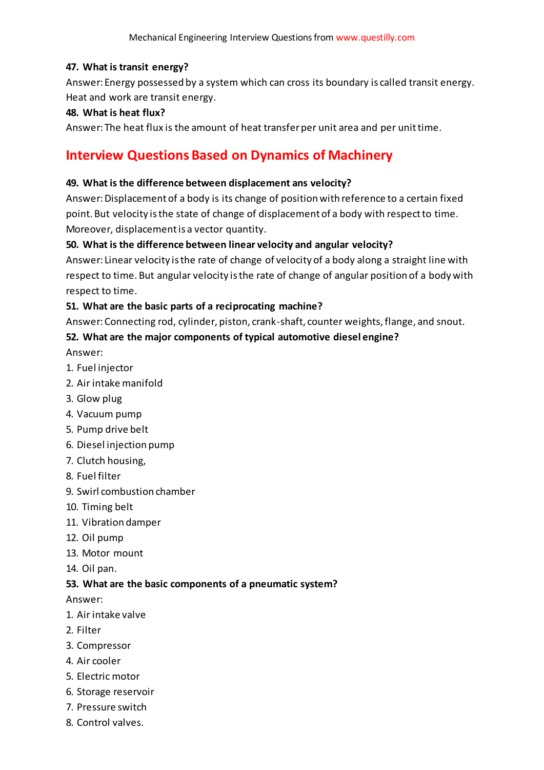**47. What is transit energy?**

Answer: Energy possessed by a system which can cross its boundary is called transit energy. Heat and work are transit energy.

**48. What is heat flux?**

Answer: The heat flux is the amount of heat transfer per unit area and per unit time.

## Interview Questions Based on Dynamics of Machinery

**49. What is the difference between displacement ans velocity?**

Answer: Displacement of a body is its change of position with reference to a certain fixed point. But velocity is the state of change of displacement of a body with respect to time. Moreover, displacement is a vector quantity.

**50. What is the difference between linear velocity and angular velocity?**

Answer: Linear velocity is the rate of change of velocity of a body along a straight line with respect to time. But angular velocity is the rate of change of angular position of a body with respect to time.

**51. What are the basic parts of a reciprocating machine?**

Answer: Connecting rod, cylinder, piston, crank-shaft, counter weights, flange, and snout.

**52. What are the major components of typical automotive diesel engine?**

Answer:

1. Fuel injector
2. Air intake manifold
3. Glow plug
4. Vacuum pump
5. Pump drive belt
6. Diesel injection pump
7. Clutch housing,
8. Fuel filter
9. Swirl combustion chamber
10. Timing belt
11. Vibration damper
12. Oil pump
13. Motor mount
14. Oil pan.

**53. What are the basic components of a pneumatic system?**

Answer:

1. Air intake valve
2. Filter
3. Compressor
4. Air cooler
5. Electric motor
6. Storage reservoir
7. Pressure switch
8. Control valves.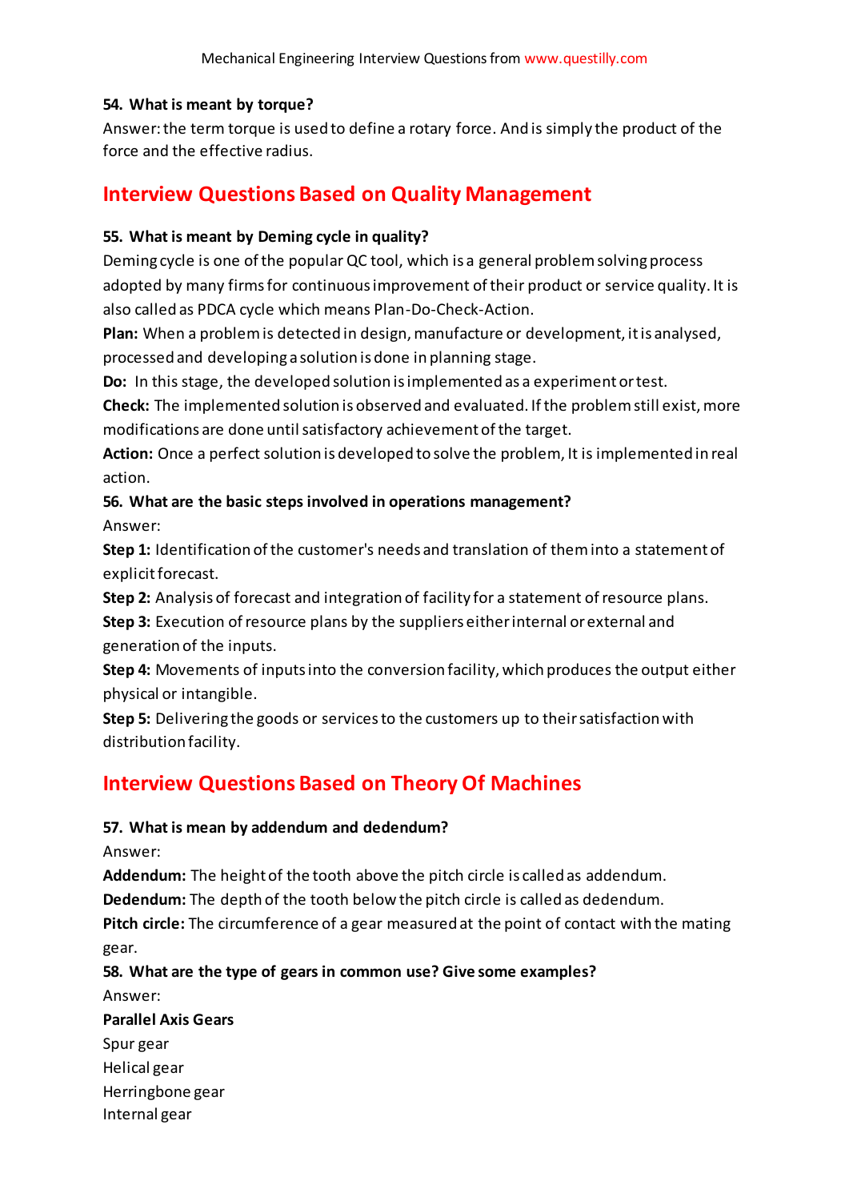**54. What is meant by torque?**

Answer: the term torque is used to define a rotary force. And is simply the product of the force and the effective radius.

## Interview Questions Based on Quality Management

**55. What is meant by Deming cycle in quality?**

Deming cycle is one of the popular QC tool, which is a general problem solving process adopted by many firms for continuous improvement of their product or service quality. It is also called as PDCA cycle which means Plan-Do-Check-Action.

**Plan:** When a problem is detected in design, manufacture or development, it is analysed, processed and developing a solution is done in planning stage.

**Do:** In this stage, the developed solution is implemented as a experiment or test.

**Check:** The implemented solution is observed and evaluated. If the problem still exist, more modifications are done until satisfactory achievement of the target.

**Action:** Once a perfect solution is developed to solve the problem, It is implemented in real action.

**56. What are the basic steps involved in operations management?**

Answer:

**Step 1:** Identification of the customer's needs and translation of them into a statement of explicit forecast.

**Step 2:** Analysis of forecast and integration of facility for a statement of resource plans.

**Step 3:** Execution of resource plans by the suppliers either internal or external and generation of the inputs.

**Step 4:** Movements of inputs into the conversion facility, which produces the output either physical or intangible.

**Step 5:** Delivering the goods or services to the customers up to their satisfaction with distribution facility.

## Interview Questions Based on Theory Of Machines

**57. What is mean by addendum and dedendum?**

Answer:

**Addendum:** The height of the tooth above the pitch circle is called as addendum.

**Dedendum:** The depth of the tooth below the pitch circle is called as dedendum.

**Pitch circle:** The circumference of a gear measured at the point of contact with the mating gear.

**58. What are the type of gears in common use? Give some examples?**

Answer:

**Parallel Axis Gears**

Spur gear

Helical gear

Herringbone gear

Internal gear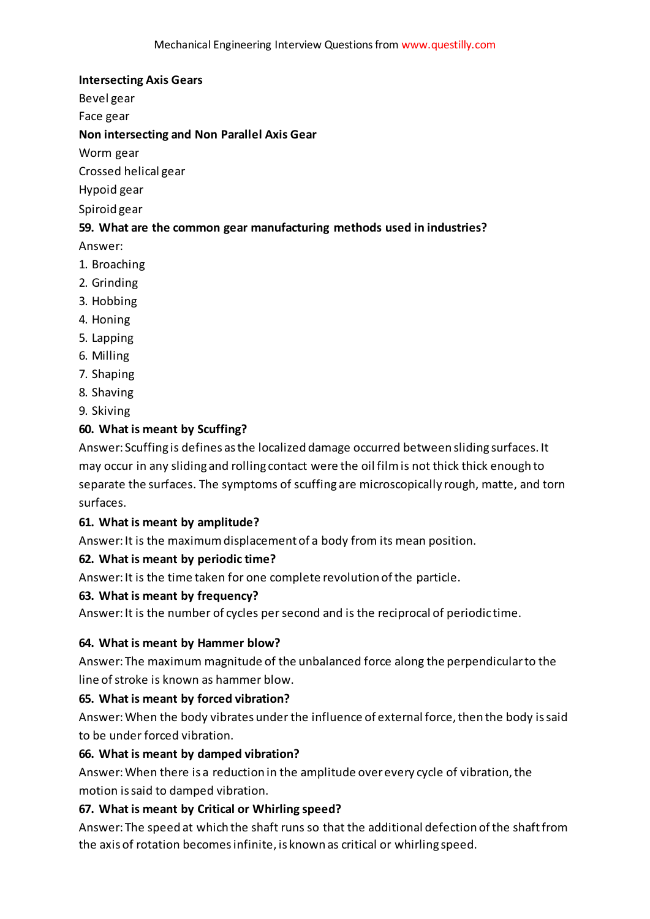**Intersecting Axis Gears**

Bevel gear

Face gear

**Non intersecting and Non Parallel Axis Gear**

Worm gear

Crossed helical gear

Hypoid gear

Spiroid gear

**59. What are the common gear manufacturing methods used in industries?**

Answer:

1. Broaching
2. Grinding
3. Hobbing
4. Honing
5. Lapping
6. Milling
7. Shaping
8. Shaving
9. Skiving

**60. What is meant by Scuffing?**

Answer: Scuffing is defines as the localized damage occurred between sliding surfaces. It may occur in any sliding and rolling contact were the oil film is not thick thick enough to separate the surfaces. The symptoms of scuffing are microscopically rough, matte, and torn surfaces.

**61. What is meant by amplitude?**

Answer: It is the maximum displacement of a body from its mean position.

**62. What is meant by periodic time?**

Answer: It is the time taken for one complete revolution of the particle.

**63. What is meant by frequency?**

Answer: It is the number of cycles per second and is the reciprocal of periodic time.

**64. What is meant by Hammer blow?**

Answer: The maximum magnitude of the unbalanced force along the perpendicular to the line of stroke is known as hammer blow.

**65. What is meant by forced vibration?**

Answer: When the body vibrates under the influence of external force, then the body is said to be under forced vibration.

**66. What is meant by damped vibration?**

Answer: When there is a reduction in the amplitude over every cycle of vibration, the motion is said to damped vibration.

**67. What is meant by Critical or Whirling speed?**

Answer: The speed at which the shaft runs so that the additional defection of the shaft from the axis of rotation becomes infinite, is known as critical or whirling speed.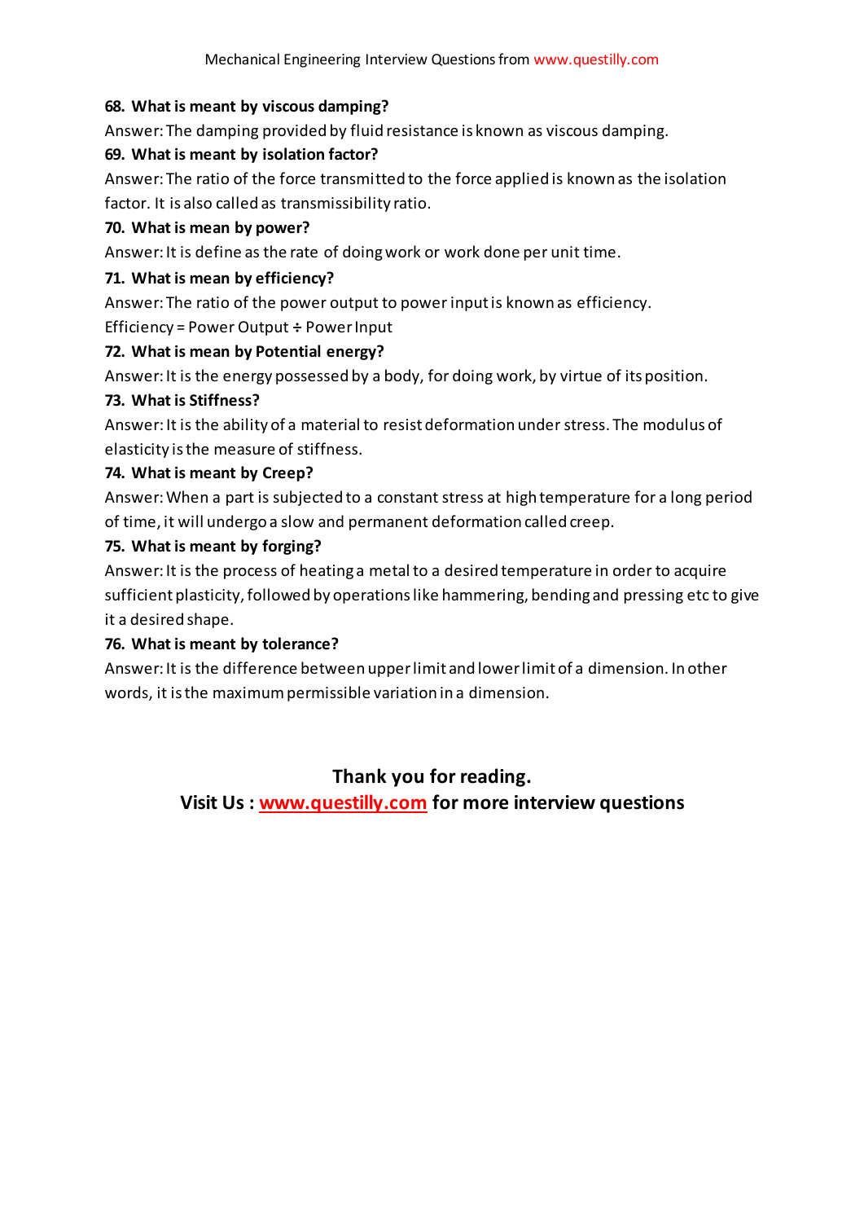**68. What is meant by viscous damping?**

Answer: The damping provided by fluid resistance is known as viscous damping.

**69. What is meant by isolation factor?**

Answer: The ratio of the force transmitted to the force applied is known as the isolation factor. It is also called as transmissibility ratio.

**70. What is mean by power?**

Answer: It is define as the rate of doing work or work done per unit time.

**71. What is mean by efficiency?**

Answer: The ratio of the power output to power input is known as efficiency.

Efficiency = Power Output ÷ Power Input

**72. What is mean by Potential energy?**

Answer: It is the energy possessed by a body, for doing work, by virtue of its position.

**73. What is Stiffness?**

Answer: It is the ability of a material to resist deformation under stress. The modulus of elasticity is the measure of stiffness.

**74. What is meant by Creep?**

Answer: When a part is subjected to a constant stress at high temperature for a long period of time, it will undergo a slow and permanent deformation called creep.

**75. What is meant by forging?**

Answer: It is the process of heating a metal to a desired temperature in order to acquire sufficient plasticity, followed by operations like hammering, bending and pressing etc to give it a desired shape.

**76. What is meant by tolerance?**

Answer: It is the difference between upper limit and lower limit of a dimension. In other words, it is the maximum permissible variation in a dimension.

**Thank you for reading.**

**Visit Us : [www.questilly.com](http://www.questilly.com) for more interview questions**